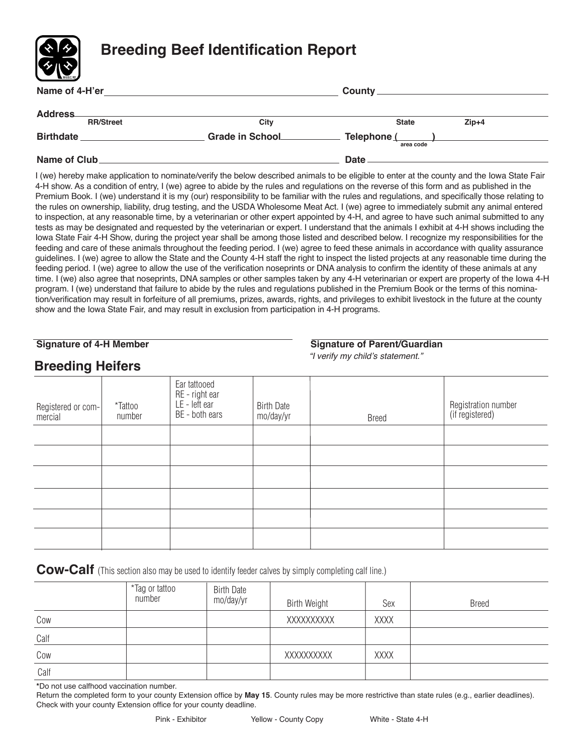# Breeding Beef Identification Report

**Name of 4-H'er** ______________________________ **County** ______________________________

**Address** ______________________________
RR/Street City State Zip+4

**Birthdate** ______________ **Grade in School** __________ **Telephone (** area code **)** ______________

**Name of Club** ______________________________ **Date** ______________________________

I (we) hereby make application to nominate/verify the below described animals to be eligible to enter at the county and the Iowa State Fair 4-H show. As a condition of entry, I (we) agree to abide by the rules and regulations on the reverse of this form and as published in the Premium Book. I (we) understand it is my (our) responsibility to be familiar with the rules and regulations, and specifically those relating to the rules on ownership, liability, drug testing, and the USDA Wholesome Meat Act. I (we) agree to immediately submit any animal entered to inspection, at any reasonable time, by a veterinarian or other expert appointed by 4-H, and agree to have such animal submitted to any tests as may be designated and requested by the veterinarian or expert. I understand that the animals I exhibit at 4-H shows including the Iowa State Fair 4-H Show, during the project year shall be among those listed and described below. I recognize my responsibilities for the feeding and care of these animals throughout the feeding period. I (we) agree to feed these animals in accordance with quality assurance guidelines. I (we) agree to allow the State and the County 4-H staff the right to inspect the listed projects at any reasonable time during the feeding period. I (we) agree to allow the use of the verification noseprints or DNA analysis to confirm the identity of these animals at any time. I (we) also agree that noseprints, DNA samples or other samples taken by any 4-H veterinarian or expert are property of the Iowa 4-H program. I (we) understand that failure to abide by the rules and regulations published in the Premium Book or the terms of this nomination/verification may result in forfeiture of all premiums, prizes, awards, rights, and privileges to exhibit livestock in the future at the county show and the Iowa State Fair, and may result in exclusion from participation in 4-H programs.

______________________________ ______________________________
**Signature of 4-H Member** **Signature of Parent/Guardian**
*"I verify my child's statement."*

## Breeding Heifers

| Registered or commercial | *Tattoo number | Ear tattooed RE - right ear LE - left ear BE - both ears | Birth Date mo/day/yr | Breed | Registration number (if registered) |
|---|---|---|---|---|---|
| | | | | | |
| | | | | | |
| | | | | | |
| | | | | | |
| | | | | | |
| | | | | | |

## Cow-Calf (This section also may be used to identify feeder calves by simply completing calf line.)

| | *Tag or tattoo number | Birth Date mo/day/yr | Birth Weight | Sex | Breed |
|---|---|---|---|---|---|
| Cow | | | XXXXXXXXX | XXXX | |
| Calf | | | | | |
| Cow | | | XXXXXXXXX | XXXX | |
| Calf | | | | | |

***Do not use calfhood vaccination number.**

Return the completed form to your county Extension office by **May 15**. County rules may be more restrictive than state rules (e.g., earlier deadlines). Check with your county Extension office for your county deadline.

Pink - Exhibitor Yellow - County Copy White - State 4-H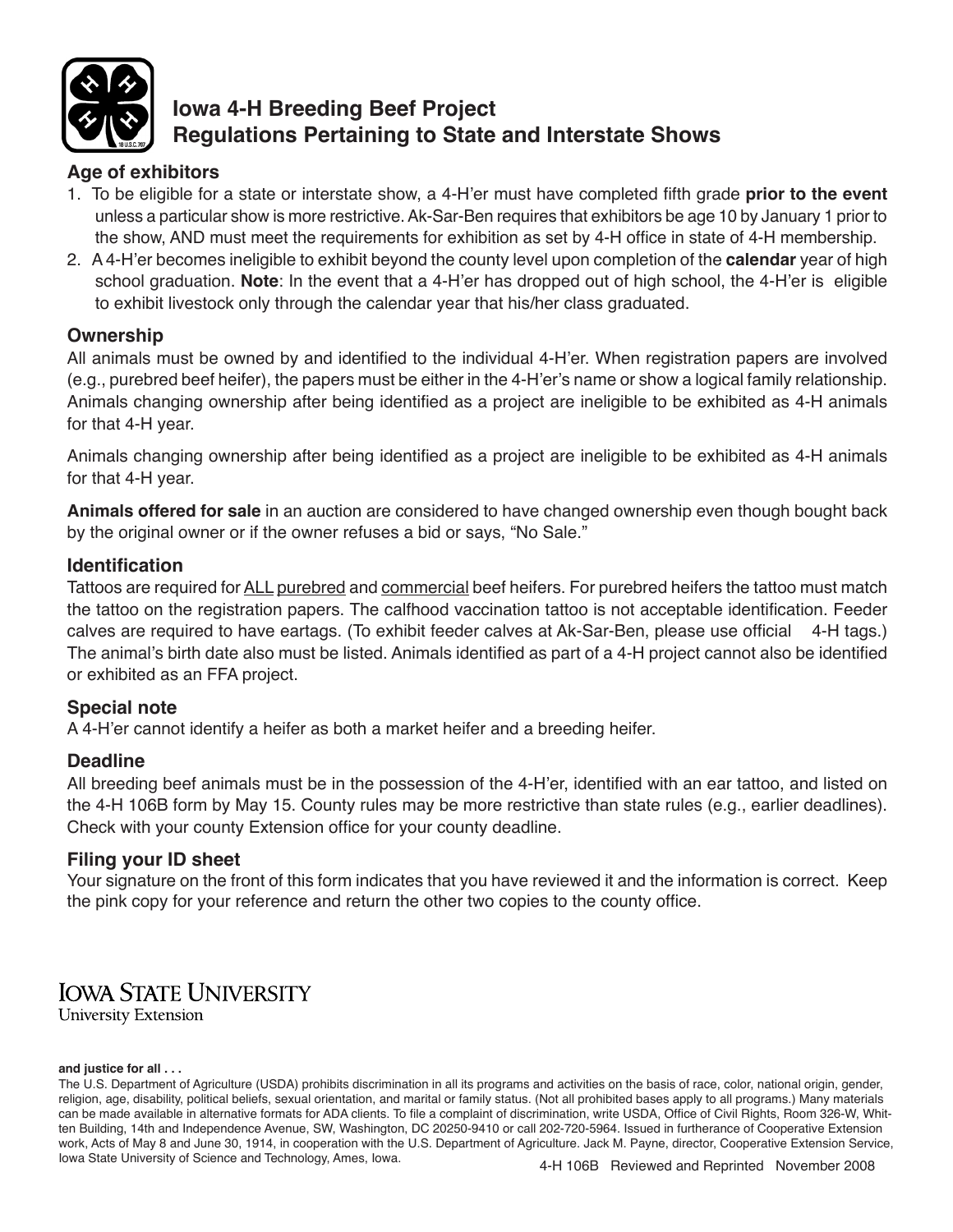# Iowa 4-H Breeding Beef Project
# Regulations Pertaining to State and Interstate Shows

## Age of exhibitors

1. To be eligible for a state or interstate show, a 4-H'er must have completed fifth grade **prior to the event** unless a particular show is more restrictive. Ak-Sar-Ben requires that exhibitors be age 10 by January 1 prior to the show, AND must meet the requirements for exhibition as set by 4-H office in state of 4-H membership.
2. A 4-H'er becomes ineligible to exhibit beyond the county level upon completion of the **calendar** year of high school graduation. **Note**: In the event that a 4-H'er has dropped out of high school, the 4-H'er is eligible to exhibit livestock only through the calendar year that his/her class graduated.

## Ownership

All animals must be owned by and identified to the individual 4-H'er. When registration papers are involved (e.g., purebred beef heifer), the papers must be either in the 4-H'er's name or show a logical family relationship. Animals changing ownership after being identified as a project are ineligible to be exhibited as 4-H animals for that 4-H year.

Animals changing ownership after being identified as a project are ineligible to be exhibited as 4-H animals for that 4-H year.

**Animals offered for sale** in an auction are considered to have changed ownership even though bought back by the original owner or if the owner refuses a bid or says, "No Sale."

## Identification

Tattoos are required for ALL purebred and commercial beef heifers. For purebred heifers the tattoo must match the tattoo on the registration papers. The calfhood vaccination tattoo is not acceptable identification. Feeder calves are required to have eartags. (To exhibit feeder calves at Ak-Sar-Ben, please use official 4-H tags.) The animal's birth date also must be listed. Animals identified as part of a 4-H project cannot also be identified or exhibited as an FFA project.

## Special note

A 4-H'er cannot identify a heifer as both a market heifer and a breeding heifer.

## Deadline

All breeding beef animals must be in the possession of the 4-H'er, identified with an ear tattoo, and listed on the 4-H 106B form by May 15. County rules may be more restrictive than state rules (e.g., earlier deadlines). Check with your county Extension office for your county deadline.

## Filing your ID sheet

Your signature on the front of this form indicates that you have reviewed it and the information is correct. Keep the pink copy for your reference and return the other two copies to the county office.

IOWA STATE UNIVERSITY
University Extension

**and justice for all . . .**
The U.S. Department of Agriculture (USDA) prohibits discrimination in all its programs and activities on the basis of race, color, national origin, gender, religion, age, disability, political beliefs, sexual orientation, and marital or family status. (Not all prohibited bases apply to all programs.) Many materials can be made available in alternative formats for ADA clients. To file a complaint of discrimination, write USDA, Office of Civil Rights, Room 326-W, Whitten Building, 14th and Independence Avenue, SW, Washington, DC 20250-9410 or call 202-720-5964. Issued in furtherance of Cooperative Extension work, Acts of May 8 and June 30, 1914, in cooperation with the U.S. Department of Agriculture. Jack M. Payne, director, Cooperative Extension Service, Iowa State University of Science and Technology, Ames, Iowa.

4-H 106B Reviewed and Reprinted November 2008